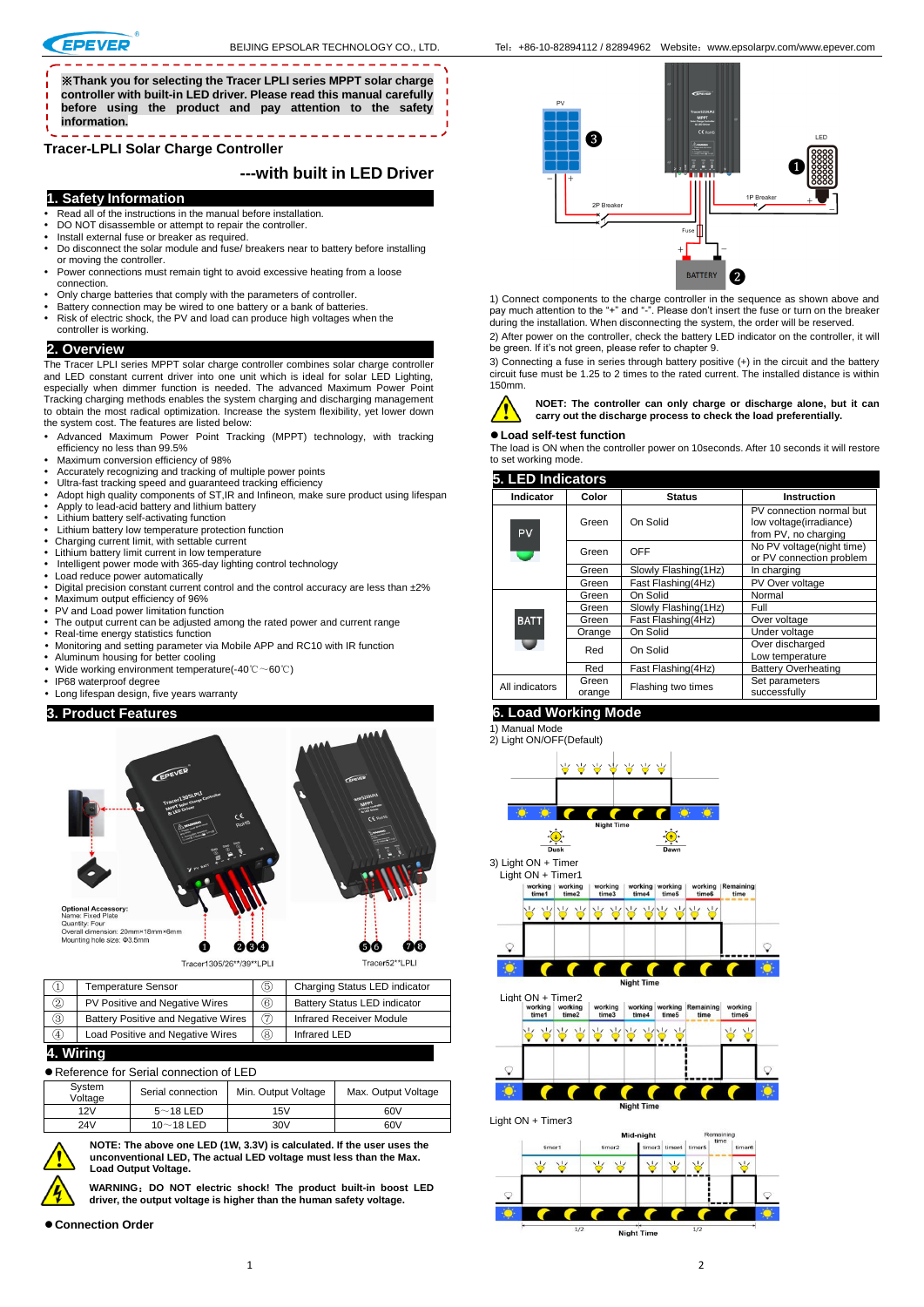※Thank you for selecting the Tracer LPLI series MPPT solar charge controller with built-in LED driver. Please read this manual carefully before using the product and pay attention to the safety information.

# Tracer-LPLI Solar Charge Controller

## ---with built in LED Driver

## 1. Safety Information

- Read all of the instructions in the manual before installation.
- DO NOT disassemble or attempt to repair the controller.
- Install external fuse or breaker as required.
- Do disconnect the solar module and fuse/ breakers near to battery before installing or moving the controller.
- Power connections must remain tight to avoid excessive heating from a loose connection.
- Only charge batteries that comply with the parameters of controller.
- Battery connection may be wired to one battery or a bank of batteries.
- Risk of electric shock, the PV and load can produce high voltages when the controller is working.

## 2. Overview

The Tracer LPLI series MPPT solar charge controller combines solar charge controller and LED constant current driver into one unit which is ideal for solar LED Lighting, especially when dimmer function is needed. The advanced Maximum Power Point Tracking charging methods enables the system charging and discharging management to obtain the most radical optimization. Increase the system flexibility, yet lower down the system cost. The features are listed below:

- Advanced Maximum Power Point Tracking (MPPT) technology, with tracking efficiency no less than 99.5%
- Maximum conversion efficiency of 98%
- Accurately recognizing and tracking of multiple power points
- Ultra-fast tracking speed and guaranteed tracking efficiency
- Adopt high quality components of ST,IR and Infineon, make sure product using lifespan
- Apply to lead-acid battery and lithium battery
- Lithium battery self-activating function
- Lithium battery low temperature protection function
- Charging current limit, with settable current
- Lithium battery limit current in low temperature
- Intelligent power mode with 365-day lighting control technology
- Load reduce power automatically
- Digital precision constant current control and the control accuracy are less than ±2%
- Maximum output efficiency of 96%
- PV and Load power limitation function
- The output current can be adjusted among the rated power and current range
- Real-time energy statistics function
- Monitoring and setting parameter via Mobile APP and RC10 with IR function
- Aluminum housing for better cooling
- Wide working environment temperature(-40℃~60℃)
- IP68 waterproof degree
- Long lifespan design, five years warranty

## 3. Product Features

Optional Accessory:
Name: Fixed Plate
Quantity: Four
Overall dimension: 20mm×18mm×8mm
Mounting hole size: Φ3.5mm

Tracer1305/26**/39**LPLI    Tracer52**LPLI

| | | | |
|---|---|---|---|
| ① | Temperature Sensor | ⑤ | Charging Status LED indicator |
| ② | PV Positive and Negative Wires | ⑥ | Battery Status LED indicator |
| ③ | Battery Positive and Negative Wires | ⑦ | Infrared Receiver Module |
| ④ | Load Positive and Negative Wires | ⑧ | Infrared LED |

## 4. Wiring

● Reference for Serial connection of LED

| System Voltage | Serial connection | Min. Output Voltage | Max. Output Voltage |
|---|---|---|---|
| 12V | 5~18 LED | 15V | 60V |
| 24V | 10~18 LED | 30V | 60V |

**NOTE: The above one LED (1W, 3.3V) is calculated. If the user uses the unconventional LED, The actual LED voltage must less than the Max. Load Output Voltage.**

**WARNING：DO NOT electric shock! The product built-in boost LED driver, the output voltage is higher than the human safety voltage.**

● **Connection Order**

1) Connect components to the charge controller in the sequence as shown above and pay much attention to the "+" and "-". Please don't insert the fuse or turn on the breaker during the installation. When disconnecting the system, the order will be reserved.

2) After power on the controller, check the battery LED indicator on the controller, it will be green. If it's not green, please refer to chapter 9.

3) Connecting a fuse in series through battery positive (+) in the circuit and the battery circuit fuse must be 1.25 to 2 times to the rated current. The installed distance is within 150mm.

**NOET: The controller can only charge or discharge alone, but it can carry out the discharge process to check the load preferentially.**

● **Load self-test function**

The load is ON when the controller power on 10seconds. After 10 seconds it will restore to set working mode.

## 5. LED Indicators

| Indicator | Color | Status | Instruction |
|---|---|---|---|
| PV | Green | On Solid | PV connection normal but low voltage(irradiance) from PV, no charging |
| | Green | OFF | No PV voltage(night time) or PV connection problem |
| | Green | Slowly Flashing(1Hz) | In charging |
| | Green | Fast Flashing(4Hz) | PV Over voltage |
| BATT | Green | On Solid | Normal |
| | Green | Slowly Flashing(1Hz) | Full |
| | Green | Fast Flashing(4Hz) | Over voltage |
| | Orange | On Solid | Under voltage |
| | Red | On Solid | Over discharged<br>Low temperature |
| | Red | Fast Flashing(4Hz) | Battery Overheating |
| All indicators | Green orange | Flashing two times | Set parameters successfully |

## 6. Load Working Mode

1) Manual Mode

2) Light ON/OFF(Default)

3) Light ON + Timer

Light ON + Timer1

Light ON + Timer2

Light ON + Timer3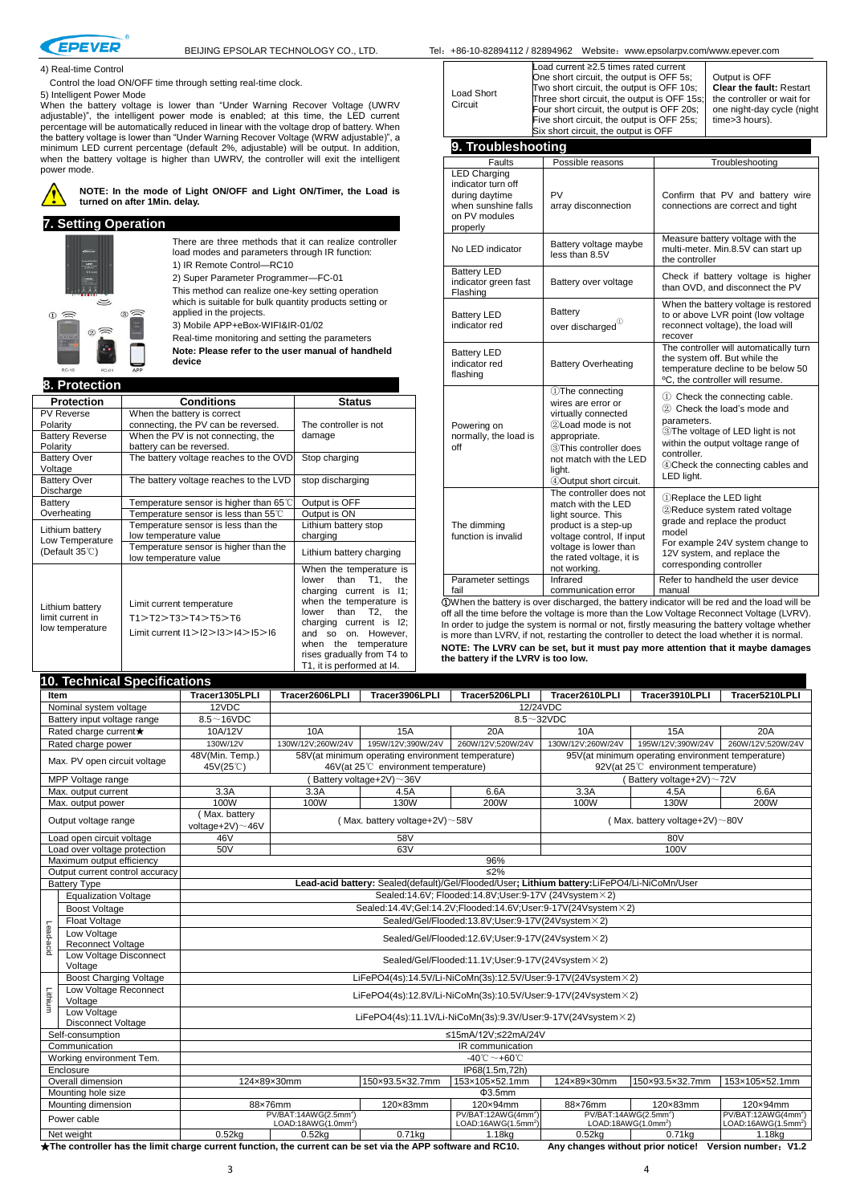4) Real-time Control

Control the load ON/OFF time through setting real-time clock.

5) Intelligent Power Mode

When the battery voltage is lower than "Under Warning Recover Voltage (UWRV adjustable)", the intelligent power mode is enabled; at this time, the LED current percentage will be automatically reduced in linear with the voltage drop of battery. When the battery voltage is lower than "Under Warning Recover Voltage (WRV adjustable)", a minimum LED current percentage (default 2%, adjustable) will be output. In addition, when the battery voltage is higher than UWRV, the controller will exit the intelligent power mode.

**NOTE: In the mode of Light ON/OFF and Light ON/Timer, the Load is turned on after 1Min. delay.**

## 7. Setting Operation

There are three methods that it can realize controller load modes and parameters through IR function:

1) IR Remote Control—RC10

2) Super Parameter Programmer—FC-01

This method can realize one-key setting operation which is suitable for bulk quantity products setting or applied in the projects.

3) Mobile APP+eBox-WIFI&IR-01/02

Real-time monitoring and setting the parameters

**Note: Please refer to the user manual of handheld device**

RC-10 FC-01 APP

## 8. Protection

| Protection | Conditions | Status |
|---|---|---|
| PV Reverse Polarity | When the battery is correct connecting, the PV can be reversed. | The controller is not damage |
| Battery Reverse Polarity | When the PV is not connecting, the battery can be reversed. | |
| Battery Over Voltage | The battery voltage reaches to the OVD | Stop charging |
| Battery Over Discharge | The battery voltage reaches to the LVD | stop discharging |
| Battery Overheating | Temperature sensor is higher than 65℃ | Output is OFF |
| | Temperature sensor is less than 55℃ | Output is ON |
| Lithium battery Low Temperature (Default 35℃) | Temperature sensor is less than the low temperature value | Lithium battery stop charging |
| | Temperature sensor is higher than the low temperature value | Lithium battery charging |
| Lithium battery limit current in low temperature | Limit current temperature T1>T2>T3>T4>T5>T6 Limit current I1>I2>I3>I4>I5>I6 | When the temperature is lower than T1, the charging current is I1; when the temperature is lower than T2, the charging current is I2; and so on. However, when the temperature rises gradually from T4 to T1, it is performed at I4. |
| Load Short Circuit | Load current ≥2.5 times rated current One short circuit, the output is OFF 5s; Two short circuit, the output is OFF 10s; Three short circuit, the output is OFF 15s; Four short circuit, the output is OFF 20s; Five short circuit, the output is OFF 25s; Six short circuit, the output is OFF | Output is OFF **Clear the fault:** Restart the controller or wait for one night-day cycle (night time>3 hours). |

## 9. Troubleshooting

| Faults | Possible reasons | Troubleshooting |
|---|---|---|
| LED Charging indicator turn off during daytime when sunshine falls on PV modules properly | PV array disconnection | Confirm that PV and battery wire connections are correct and tight |
| No LED indicator | Battery voltage maybe less than 8.5V | Measure battery voltage with the multi-meter. Min.8.5V can start up the controller |
| Battery LED indicator green fast Flashing | Battery over voltage | Check if battery voltage is higher than OVD, and disconnect the PV |
| Battery LED indicator red | Battery over discharged① | When the battery voltage is restored to or above LVR point (low voltage reconnect voltage), the load will recover |
| Battery LED indicator red flashing | Battery Overheating | The controller will automatically turn the system off. But while the temperature decline to be below 50 ºC, the controller will resume. |
| Powering on normally, the load is off | ①The connecting wires are error or virtually connected ②Load mode is not appropriate. ③This controller does not match with the LED light. ④Output short circuit. | ① Check the connecting cable. ② Check the load's mode and parameters. ③The voltage of LED light is not within the output voltage range of controller. ④Check the connecting cables and LED light. |
| The dimming function is invalid | The controller does not match with the LED light source. This product is a step-up voltage control, If input voltage is lower than the rated voltage, it is not working. | ①Replace the LED light ②Reduce system rated voltage grade and replace the product model For example 24V system change to 12V system, and replace the corresponding controller |
| Parameter settings fail | Infrared communication error | Refer to handheld the user device manual |

①When the battery is over discharged, the battery indicator will be red and the load will be off all the time before the voltage is more than the Low Voltage Reconnect Voltage (LVRV). In order to judge the system is normal or not, firstly measuring the battery voltage whether is more than LVRV, if not, restarting the controller to detect the load whether it is normal.

**NOTE: The LVRV can be set, but it must pay more attention that it maybe damages the battery if the LVRV is too low.**

## 10. Technical Specifications

| Item | | Tracer1305LPLI | Tracer2606LPLI | Tracer3906LPLI | Tracer5206LPLI | Tracer2610LPLI | Tracer3910LPLI | Tracer5210LPLI |
|---|---|---|---|---|---|---|---|---|
| Nominal system voltage | | 12VDC | 12/24VDC | | | | | |
| Battery input voltage range | | 8.5～16VDC | 8.5～32VDC | | | | | |
| Rated charge current★ | | 10A/12V | 10A | 15A | 20A | 10A | 15A | 20A |
| Rated charge power | | 130W/12V | 130W/12V;260W/24V | 195W/12V;390W/24V | 260W/12V;520W/24V | 130W/12V;260W/24V | 195W/12V;390W/24V | 260W/12V;520W/24V |
| Max. PV open circuit voltage | | 48V(Min. Temp.) 45V(25℃) | 58V(at minimum operating environment temperature) 46V(at 25℃ environment temperature) | | | 95V(at minimum operating environment temperature) 92V(at 25℃ environment temperature) | | |
| MPP Voltage range | | (Battery voltage+2V)～36V | | | | (Battery voltage+2V)～72V | | |
| Max. output current | | 3.3A | 3.3A | 4.5A | 6.6A | 3.3A | 4.5A | 6.6A |
| Max. output power | | 100W | 100W | 130W | 200W | 100W | 130W | 200W |
| Output voltage range | | (Max. battery voltage+2V)～46V | (Max. battery voltage+2V)～58V | | | (Max. battery voltage+2V)～80V | | |
| Load open circuit voltage | | 46V | 58V | | | 80V | | |
| Load over voltage protection | | 50V | 63V | | | 100V | | |
| Maximum output efficiency | | 96% | | | | | | |
| Output current control accuracy | | ≤2% | | | | | | |
| Battery Type | | **Lead-acid battery:** Sealed(default)/Gel/Flooded/User; **Lithium battery:**LiFePO4/Li-NiCoMn/User | | | | | | |
| Lead-acid | Equalization Voltage | Sealed:14.6V; Flooded:14.8V;User:9-17V (24Vsystem×2) | | | | | | |
| | Boost Voltage | Sealed:14.4V;Gel:14.2V;Flooded:14.6V;User:9-17V(24Vsystem×2) | | | | | | |
| | Float Voltage | Sealed/Gel/Flooded:13.8V;User:9-17V(24Vsystem×2) | | | | | | |
| | Low Voltage Reconnect Voltage | Sealed/Gel/Flooded:12.6V;User:9-17V(24Vsystem×2) | | | | | | |
| | Low Voltage Disconnect Voltage | Sealed/Gel/Flooded:11.1V;User:9-17V(24Vsystem×2) | | | | | | |
| Lithium | Boost Charging Voltage | LiFePO4(4s):14.5V/Li-NiCoMn(3s):12.5V/User:9-17V(24Vsystem×2) | | | | | | |
| | Low Voltage Reconnect Voltage | LiFePO4(4s):12.8V/Li-NiCoMn(3s):10.5V/User:9-17V(24Vsystem×2) | | | | | | |
| | Low Voltage Disconnect Voltage | LiFePO4(4s):11.1V/Li-NiCoMn(3s):9.3V/User:9-17V(24Vsystem×2) | | | | | | |
| Self-consumption | | ≤15mA/12V;≤22mA/24V | | | | | | |
| Communication | | IR communication | | | | | | |
| Working environment Tem. | | -40℃～+60℃ | | | | | | |
| Enclosure | | IP68(1.5m,72h) | | | | | | |
| Overall dimension | | 124×89×30mm | | 150×93.5×32.7mm | 153×105×52.1mm | 124×89×30mm | 150×93.5×32.7mm | 153×105×52.1mm |
| Mounting hole size | | Φ3.5mm | | | | | | |
| Mounting dimension | | 88×76mm | | 120×83mm | 120×94mm | 88×76mm | 120×83mm | 120×94mm |
| Power cable | | PV/BAT:14AWG(2.5mm²) LOAD:18AWG(1.0mm²) | | | PV/BAT:12AWG(4mm²) LOAD:16AWG(1.5mm²) | PV/BAT:14AWG(2.5mm²) LOAD:18AWG(1.0mm²) | | PV/BAT:12AWG(4mm²) LOAD:16AWG(1.5mm²) |
| Net weight | | 0.52kg | 0.52kg | 0.71kg | 1.18kg | 0.52kg | 0.71kg | 1.18kg |

**★The controller has the limit charge current function, the current can be set via the APP software and RC10.** **Any changes without prior notice! Version number：V1.2**